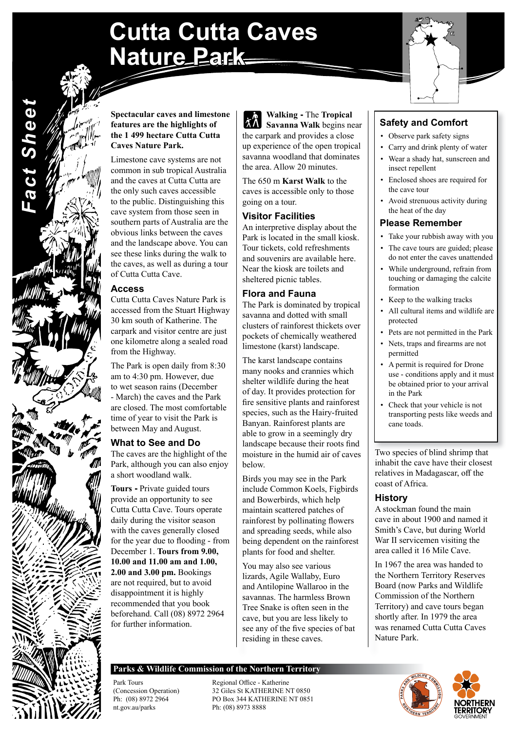# Cutta Cutta Caves Nature Park

*Fact Sheet*

**Spectacular caves and limestone features are the highlights of the 1 499 hectare Cutta Cutta Caves Nature Park.**

Limestone cave systems are not common in sub tropical Australia and the caves at Cutta Cutta are the only such caves accessible to the public. Distinguishing this cave system from those seen in southern parts of Australia are the obvious links between the caves and the landscape above. You can see these links during the walk to the caves, as well as during a tour of Cutta Cutta Cave.

## Access

Cutta Cutta Caves Nature Park is accessed from the Stuart Highway 30 km south of Katherine. The carpark and visitor centre are just one kilometre along a sealed road from the Highway.

The Park is open daily from 8:30 am to 4:30 pm. However, due to wet season rains (December - March) the caves and the Park are closed. The most comfortable time of year to visit the Park is between May and August.

## What to See and Do

The caves are the highlight of the Park, although you can also enjoy a short woodland walk.

**Tours -** Private guided tours provide an opportunity to see Cutta Cutta Cave. Tours operate daily during the visitor season with the caves generally closed for the year due to flooding - from December 1. **Tours from 9.00, 10.00 and 11.00 am and 1.00, 2.00 and 3.00 pm.** Bookings are not required, but to avoid disappointment it is highly recommended that you book beforehand. Call (08) 8972 2964 for further information.

**Walking -** The **Tropical Savanna Walk** begins near the carpark and provides a close up experience of the open tropical savanna woodland that dominates the area. Allow 20 minutes.

The 650 m **Karst Walk** to the caves is accessible only to those going on a tour.

## Visitor Facilities

An interpretive display about the Park is located in the small kiosk. Tour tickets, cold refreshments and souvenirs are available here. Near the kiosk are toilets and sheltered picnic tables.

## Flora and Fauna

The Park is dominated by tropical savanna and dotted with small clusters of rainforest thickets over pockets of chemically weathered limestone (karst) landscape.

The karst landscape contains many nooks and crannies which shelter wildlife during the heat of day. It provides protection for fire sensitive plants and rainforest species, such as the Hairy-fruited Banyan. Rainforest plants are able to grow in a seemingly dry landscape because their roots find moisture in the humid air of caves below.

Birds you may see in the Park include Common Koels, Figbirds and Bowerbirds, which help maintain scattered patches of rainforest by pollinating flowers and spreading seeds, while also being dependent on the rainforest plants for food and shelter.

You may also see various lizards, Agile Wallaby, Euro and Antilopine Wallaroo in the savannas. The harmless Brown Tree Snake is often seen in the cave, but you are less likely to see any of the five species of bat residing in these caves.

## Safety and Comfort

- Observe park safety signs
- Carry and drink plenty of water
- Wear a shady hat, sunscreen and insect repellent
- Enclosed shoes are required for the cave tour
- Avoid strenuous activity during the heat of the day

## Please Remember

- Take your rubbish away with you
- The cave tours are guided; please do not enter the caves unattended
- While underground, refrain from touching or damaging the calcite formation
- Keep to the walking tracks
- All cultural items and wildlife are protected
- Pets are not permitted in the Park
- Nets, traps and firearms are not permitted
- A permit is required for Drone use - conditions apply and it must be obtained prior to your arrival in the Park
- Check that your vehicle is not transporting pests like weeds and cane toads.

Two species of blind shrimp that inhabit the cave have their closest relatives in Madagascar, off the coast of Africa.

## History

A stockman found the main cave in about 1900 and named it Smith's Cave, but during World War II servicemen visiting the area called it 16 Mile Cave.

In 1967 the area was handed to the Northern Territory Reserves Board (now Parks and Wildlife Commission of the Northern Territory) and cave tours began shortly after. In 1979 the area was renamed Cutta Cutta Caves Nature Park.

**Parks & Wildlife Commission of the Northern Territory**

Park Tours
(Concession Operation)
Ph: (08) 8972 2964
nt.gov.au/parks

Regional Office - Katherine
32 Giles St KATHERINE NT 0850
PO Box 344 KATHERINE NT 0851
Ph: (08) 8973 8888

NORTHERN TERRITORY GOVERNMENT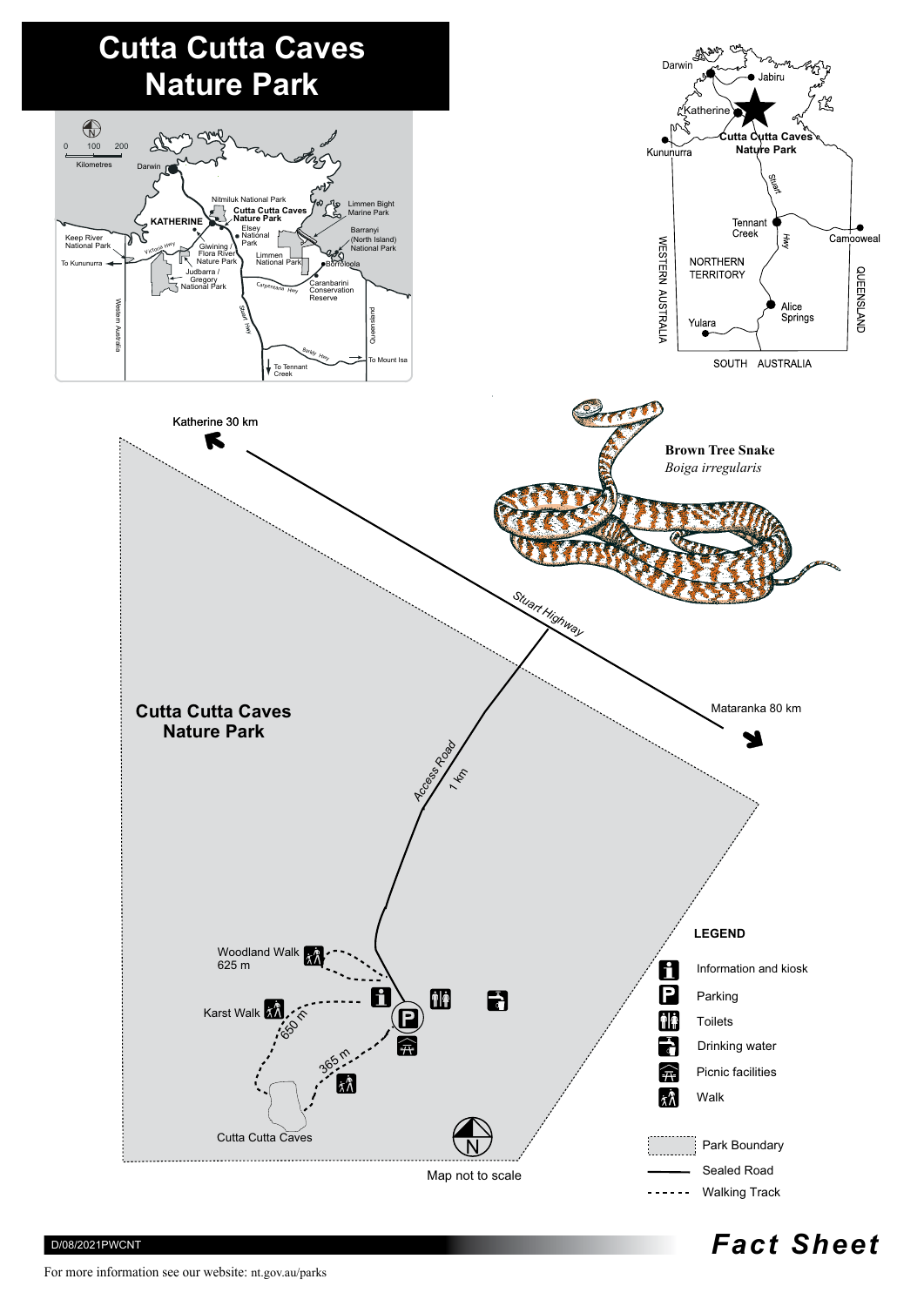# Cutta Cutta Caves Nature Park

Darwin
Jabiru
Katherine
Cutta Cutta Caves Nature Park
Kununurra
Stuart Hwy
Tennant Creek
Camooweal
WESTERN AUSTRALIA
NORTHERN TERRITORY
QUEENSLAND
Alice Springs
Yulara
SOUTH AUSTRALIA

0 100 200
Kilometres
Darwin
Nitmiluk National Park
Cutta Cutta Caves Nature Park
KATHERINE
Limmen Bight Marine Park
Keep River National Park
Victoria Hwy
Giwining / Flora River Nature Park
Elsey National Park
Barranyi (North Island) National Park
To Kununurra
Limmen National Park
Borroloola
Judbarra / Gregory National Park
Carpentaria Hwy
Caranbarini Conservation Reserve
Western Australia
Stuart Hwy
Queensland
Barkly Hwy
To Mount Isa
To Tennant Creek

Katherine 30 km

**Brown Tree Snake**
*Boiga irregularis*

Stuart Highway
Mataranka 80 km

**Cutta Cutta Caves Nature Park**

Access Road
1 km

Woodland Walk
625 m
Karst Walk
650 m
365 m
Cutta Cutta Caves

Map not to scale

**LEGEND**

- Information and kiosk
- Parking
- Toilets
- Drinking water
- Picnic facilities
- Walk
- Park Boundary
- Sealed Road
- Walking Track

D/08/2021PWCNT

***Fact Sheet***

For more information see our website: nt.gov.au/parks